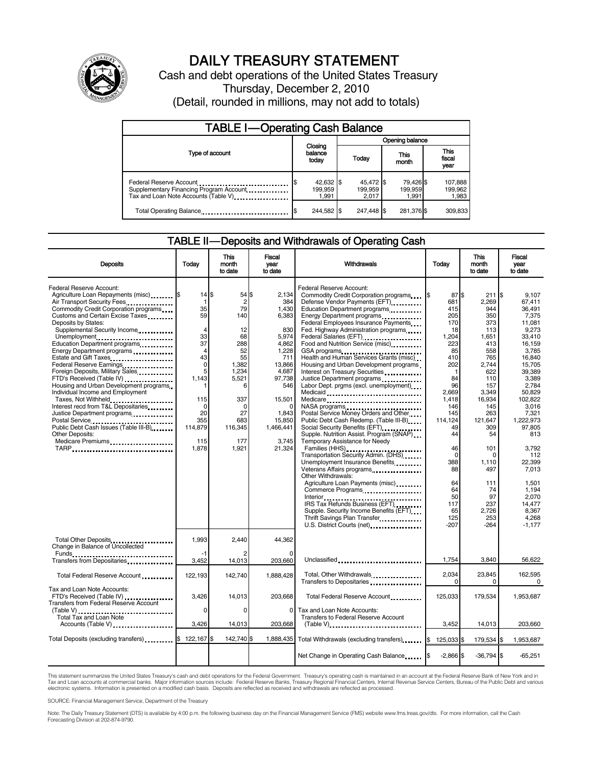# DAILY TREASURY STATEMENT

Cash and debt operations of the United States Treasury

Thursday, December 2, 2010

(Detail, rounded in millions, may not add to totals)

## TABLE I—Operating Cash Balance

| Type of account | Closing balance today | Opening balance Today | Opening balance This month | Opening balance This fiscal year |
|---|---|---|---|---|
| Federal Reserve Account | $ 42,632 | $ 45,472 | $ 79,426 | $ 107,888 |
| Supplementary Financing Program Account | 199,959 | 199,959 | 199,959 | 199,962 |
| Tax and Loan Note Accounts (Table V) | 1,991 | 2,017 | 1,991 | 1,983 |
| Total Operating Balance | $ 244,582 | $ 247,448 | $ 281,376 | $ 309,833 |

## TABLE II—Deposits and Withdrawals of Operating Cash

| Deposits | Today | This month to date | Fiscal year to date |
|---|---|---|---|
| Federal Reserve Account: | | | |
| Agriculture Loan Repayments (misc) | $ 14 | $ 54 | $ 2,134 |
| Air Transport Security Fees | 1 | 2 | 384 |
| Commodity Credit Corporation programs | 35 | 79 | 1,430 |
| Customs and Certain Excise Taxes | 59 | 140 | 6,383 |
| Deposits by States: | | | |
| Supplemental Security Income | 4 | 12 | 830 |
| Unemployment | 33 | 68 | 5,974 |
| Education Department programs | 37 | 288 | 4,862 |
| Energy Department programs | 4 | 52 | 1,228 |
| Estate and Gift Taxes | 43 | 55 | 711 |
| Federal Reserve Earnings | 0 | 1,382 | 13,866 |
| Foreign Deposits, Military Sales | 5 | 1,234 | 4,687 |
| FTD's Received (Table IV) | 1,143 | 5,521 | 97,738 |
| Housing and Urban Development programs | 1 | 6 | 546 |
| Individual Income and Employment Taxes, Not Withheld | 115 | 337 | 15,501 |
| Interest recd from T&L Depositaries | 0 | 0 | 0 |
| Justice Department programs | 20 | 27 | 1,843 |
| Postal Service | 355 | 683 | 15,850 |
| Public Debt Cash Issues (Table III-B) | 114,879 | 116,345 | 1,466,441 |
| Other Deposits: | | | |
| Medicare Premiums | 115 | 177 | 3,745 |
| TARP | 1,878 | 1,921 | 21,324 |
| Total Other Deposits | 1,993 | 2,440 | 44,362 |
| Change in Balance of Uncollected Funds | -1 | 2 | 0 |
| Transfers from Depositaries | 3,452 | 14,013 | 203,660 |
| Total Federal Reserve Account | 122,193 | 142,740 | 1,888,428 |
| Tax and Loan Note Accounts: | | | |
| FTD's Received (Table IV) | 3,426 | 14,013 | 203,668 |
| Transfers from Federal Reserve Account (Table V) | 0 | 0 | 0 |
| Total Tax and Loan Note Accounts (Table V) | 3,426 | 14,013 | 203,668 |
| Total Deposits (excluding transfers) | $ 122,167 | $ 142,740 | $ 1,888,435 |

| Withdrawals | Today | This month to date | Fiscal year to date |
|---|---|---|---|
| Federal Reserve Account: | | | |
| Commodity Credit Corporation programs | $ 87 | $ 211 | $ 9,107 |
| Defense Vendor Payments (EFT) | 681 | 2,269 | 67,411 |
| Education Department programs | 415 | 944 | 36,491 |
| Energy Department programs | 205 | 350 | 7,375 |
| Federal Employees Insurance Payments | 170 | 373 | 11,081 |
| Fed. Highway Administration programs | 18 | 113 | 9,273 |
| Federal Salaries (EFT) | 1,204 | 1,651 | 33,410 |
| Food and Nutrition Service (misc) | 223 | 413 | 16,159 |
| GSA programs | 85 | 558 | 3,785 |
| Health and Human Services Grants (misc) | 410 | 765 | 16,840 |
| Housing and Urban Development programs | 202 | 2,744 | 15,705 |
| Interest on Treasury Securities | 1 | 622 | 39,389 |
| Justice Department programs | 84 | 110 | 3,389 |
| Labor Dept. prgms (excl. unemployment) | 96 | 157 | 2,784 |
| Medicaid | 2,669 | 3,349 | 50,829 |
| Medicare | 1,418 | 16,934 | 102,822 |
| NASA programs | 146 | 145 | 3,016 |
| Postal Service Money Orders and Other | 145 | 263 | 7,321 |
| Public Debt Cash Redemp. (Table III-B) | 114,124 | 121,647 | 1,222,973 |
| Social Security Benefits (EFT) | 49 | 309 | 97,805 |
| Supple. Nutrition Assist. Program (SNAP) | 44 | 54 | 813 |
| Temporary Assistance for Needy Families (HHS) | 46 | 101 | 3,792 |
| Transportation Security Admin. (DHS) | 0 | 0 | 112 |
| Unemployment Insurance Benefits | 388 | 1,110 | 22,399 |
| Veterans Affairs programs | 88 | 497 | 7,013 |
| Other Withdrawals: | | | |
| Agriculture Loan Payments (misc) | 64 | 111 | 1,501 |
| Commerce Programs | 64 | 74 | 1,194 |
| Interior | 50 | 97 | 2,070 |
| IRS Tax Refunds Business (EFT) | 117 | 237 | 14,477 |
| Supple. Security Income Benefits (EFT) | 65 | 2,726 | 8,367 |
| Thrift Savings Plan Transfer | 125 | 253 | 4,268 |
| U.S. District Courts (net) | -207 | -264 | -1,177 |
| Unclassified | 1,754 | 3,840 | 56,622 |
| Total, Other Withdrawals | 2,034 | 23,845 | 162,595 |
| Transfers to Depositaries | 0 | 0 | 0 |
| Total Federal Reserve Account | 125,033 | 179,534 | 1,953,687 |
| Tax and Loan Note Accounts: | | | |
| Transfers to Federal Reserve Account (Table V) | 3,452 | 14,013 | 203,660 |
| Total Withdrawals (excluding transfers) | $ 125,033 | $ 179,534 | $ 1,953,687 |
| Net Change in Operating Cash Balance | $ -2,866 | $ -36,794 | $ -65,251 |

This statement summarizes the United States Treasury's cash and debt operations for the Federal Government. Treasury's operating cash is maintained in an account at the Federal Reserve Bank of New York and in Tax and Loan accounts at commercial banks. Major information sources include: Federal Reserve Banks, Treasury Regional Financial Centers, Internal Revenue Service Centers, Bureau of the Public Debt and various electronic systems. Information is presented on a modified cash basis. Deposits are reflected as received and withdrawals are reflected as processed.

SOURCE: Financial Management Service, Department of the Treasury

Note: The Daily Treasury Statement (DTS) is available by 4:00 p.m. the following business day on the Financial Management Service (FMS) website www.fms.treas.gov/dts. For more information, call the Cash Forecasting Division at 202-874-9790.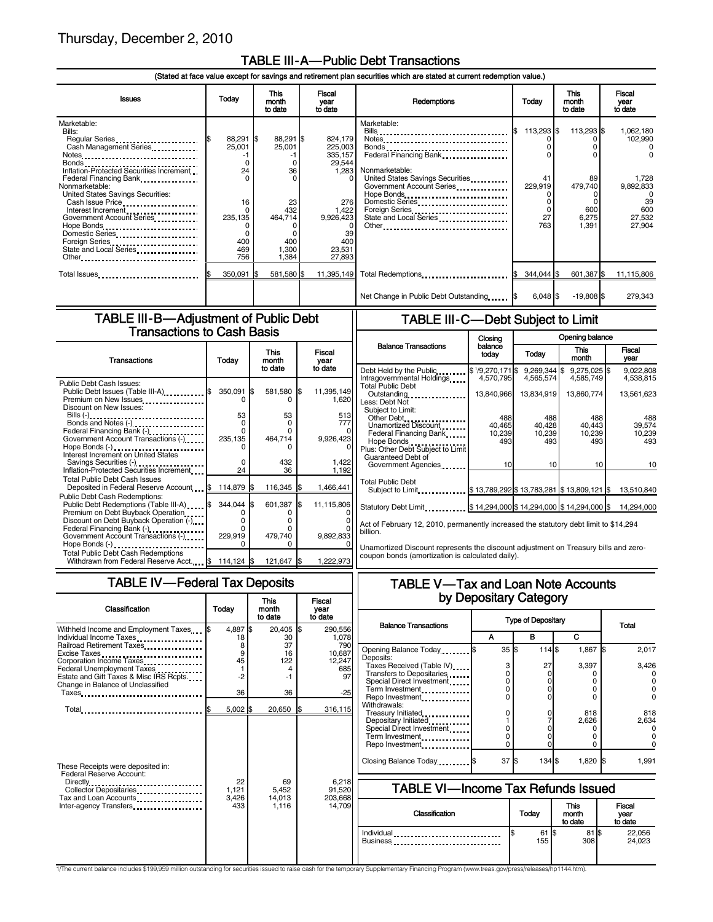Thursday, December 2, 2010

## TABLE III-A—Public Debt Transactions

(Stated at face value except for savings and retirement plan securities which are stated at current redemption value.)

| Issues | Today | This month to date | Fiscal year to date |
|---|---|---|---|
| Marketable: | | | |
| Bills: | | | |
| Regular Series | $ 88,291 | $ 88,291 | $ 824,179 |
| Cash Management Series | 25,001 | 25,001 | 225,003 |
| Notes | -1 | -1 | 335,157 |
| Bonds | 0 | 0 | 29,544 |
| Inflation-Protected Securities Increment | 24 | 36 | 1,283 |
| Federal Financing Bank | 0 | 0 | 0 |
| Nonmarketable: | | | |
| United States Savings Securities: | | | |
| Cash Issue Price | 16 | 23 | 276 |
| Interest Increment | 0 | 432 | 1,422 |
| Government Account Series | 235,135 | 464,714 | 9,926,423 |
| Hope Bonds | 0 | 0 | 0 |
| Domestic Series | 0 | 0 | 39 |
| Foreign Series | 400 | 400 | 400 |
| State and Local Series | 469 | 1,300 | 23,531 |
| Other | 756 | 1,384 | 27,893 |
| Total Issues | $ 350,091 | $ 581,580 | $ 11,395,149 |

| Redemptions | Today | This month to date | Fiscal year to date |
|---|---|---|---|
| Marketable: | | | |
| Bills | $ 113,293 | $ 113,293 | $ 1,062,180 |
| Notes | 0 | 0 | 102,990 |
| Bonds | 0 | 0 | 0 |
| Federal Financing Bank | 0 | 0 | 0 |
| Nonmarketable: | | | |
| United States Savings Securities | 41 | 89 | 1,728 |
| Government Account Series | 229,919 | 479,740 | 9,892,833 |
| Hope Bonds | 0 | 0 | 0 |
| Domestic Series | 0 | 0 | 39 |
| Foreign Series | 0 | 600 | 600 |
| State and Local Series | 27 | 6,275 | 27,532 |
| Other | 763 | 1,391 | 27,904 |
| Total Redemptions | $ 344,044 | $ 601,387 | $ 11,115,806 |
| Net Change in Public Debt Outstanding | $ 6,048 | $ -19,808 | $ 279,343 |

## TABLE III-B—Adjustment of Public Debt Transactions to Cash Basis

| Transactions | Today | This month to date | Fiscal year to date |
|---|---|---|---|
| Public Debt Cash Issues: | | | |
| Public Debt Issues (Table III-A) | $ 350,091 | $ 581,580 | $ 11,395,149 |
| Premium on New Issues | 0 | 0 | 1,620 |
| Discount on New Issues: | | | |
| Bills (-) | 53 | 53 | 513 |
| Bonds and Notes (-) | 0 | 0 | 777 |
| Federal Financing Bank (-) | 0 | 0 | 0 |
| Government Account Transactions (-) | 235,135 | 464,714 | 9,926,423 |
| Hope Bonds (-) | 0 | 0 | 0 |
| Interest Increment on United States Savings Securities (-) | 0 | 432 | 1,422 |
| Inflation-Protected Securities Increment | 24 | 36 | 1,192 |
| Total Public Debt Cash Issues Deposited in Federal Reserve Account | $ 114,879 | $ 116,345 | $ 1,466,441 |
| Public Debt Cash Redemptions: | | | |
| Public Debt Redemptions (Table III-A) | $ 344,044 | $ 601,387 | $ 11,115,806 |
| Premium on Debt Buyback Operation | 0 | 0 | 0 |
| Discount on Debt Buyback Operation (-) | 0 | 0 | 0 |
| Federal Financing Bank (-) | 0 | 0 | 0 |
| Government Account Transactions (-) | 229,919 | 479,740 | 9,892,833 |
| Hope Bonds (-) | 0 | 0 | 0 |
| Total Public Debt Cash Redemptions Withdrawn from Federal Reserve Acct. | $ 114,124 | $ 121,647 | $ 1,222,973 |

## TABLE III-C—Debt Subject to Limit

| Balance Transactions | Closing balance today | Opening balance Today | Opening balance This month | Opening balance Fiscal year |
|---|---|---|---|---|
| Debt Held by the Public | $ [1]9,270,171 | $ 9,269,344 | $ 9,275,025 | $ 9,022,808 |
| Intragovernmental Holdings | 4,570,795 | 4,565,574 | 4,585,749 | 4,538,815 |
| Total Public Debt Outstanding | 13,840,966 | 13,834,919 | 13,860,774 | 13,561,623 |
| Less: Debt Not Subject to Limit: | | | | |
| Other Debt | 488 | 488 | 488 | 488 |
| Unamortized Discount | 40,465 | 40,428 | 40,443 | 39,574 |
| Federal Financing Bank | 10,239 | 10,239 | 10,239 | 10,239 |
| Hope Bonds | 493 | 493 | 493 | 493 |
| Plus: Other Debt Subject to Limit | | | | |
| Guaranteed Debt of Government Agencies | 10 | 10 | 10 | 10 |
| Total Public Debt Subject to Limit | $ 13,789,292 | $ 13,783,281 | $ 13,809,121 | $ 13,510,840 |
| Statutory Debt Limit | $ 14,294,000 | $ 14,294,000 | $ 14,294,000 | $ 14,294,000 |

Act of February 12, 2010, permanently increased the statutory debt limit to $14,294 billion.

Unamortized Discount represents the discount adjustment on Treasury bills and zero-coupon bonds (amortization is calculated daily).

## TABLE IV—Federal Tax Deposits

| Classification | Today | This month to date | Fiscal year to date |
|---|---|---|---|
| Withheld Income and Employment Taxes | $ 4,887 | $ 20,405 | $ 290,556 |
| Individual Income Taxes | 18 | 30 | 1,078 |
| Railroad Retirement Taxes | 8 | 37 | 790 |
| Excise Taxes | 9 | 16 | 10,687 |
| Corporation Income Taxes | 45 | 122 | 12,247 |
| Federal Unemployment Taxes | 1 | 4 | 685 |
| Estate and Gift Taxes & Misc IRS Rcpts. | -2 | -1 | 97 |
| Change in Balance of Unclassified Taxes | 36 | 36 | -25 |
| Total | $ 5,002 | $ 20,650 | $ 316,115 |
| These Receipts were deposited in: | | | |
| Federal Reserve Account: | | | |
| Directly | 22 | 69 | 6,218 |
| Collector Depositaries | 1,121 | 5,452 | 91,520 |
| Tax and Loan Accounts | 3,426 | 14,013 | 203,668 |
| Inter-agency Transfers | 433 | 1,116 | 14,709 |

## TABLE V—Tax and Loan Note Accounts by Depositary Category

| Balance Transactions | A | B | C | Total |
|---|---|---|---|---|
| Opening Balance Today | $ 35 | $ 114 | $ 1,867 | $ 2,017 |
| Deposits: | | | | |
| Taxes Received (Table IV) | 3 | 27 | 3,397 | 3,426 |
| Transfers to Depositaries | 0 | 0 | 0 | 0 |
| Special Direct Investment | 0 | 0 | 0 | 0 |
| Term Investment | 0 | 0 | 0 | 0 |
| Repo Investment | 0 | 0 | 0 | 0 |
| Withdrawals: | | | | |
| Treasury Initiated | 0 | 0 | 818 | 818 |
| Depositary Initiated | 1 | 7 | 2,626 | 2,634 |
| Special Direct Investment | 0 | 0 | 0 | 0 |
| Term Investment | 0 | 0 | 0 | 0 |
| Repo Investment | 0 | 0 | 0 | 0 |
| Closing Balance Today | $ 37 | $ 134 | $ 1,820 | $ 1,991 |

## TABLE VI—Income Tax Refunds Issued

| Classification | Today | This month to date | Fiscal year to date |
|---|---|---|---|
| Individual | $ 61 | $ 81 | $ 22,056 |
| Business | 155 | 308 | 24,023 |

[1]The current balance includes $199,959 million outstanding for securities issued to raise cash for the temporary Supplementary Financing Program (www.treas.gov/press/releases/hp1144.htm).